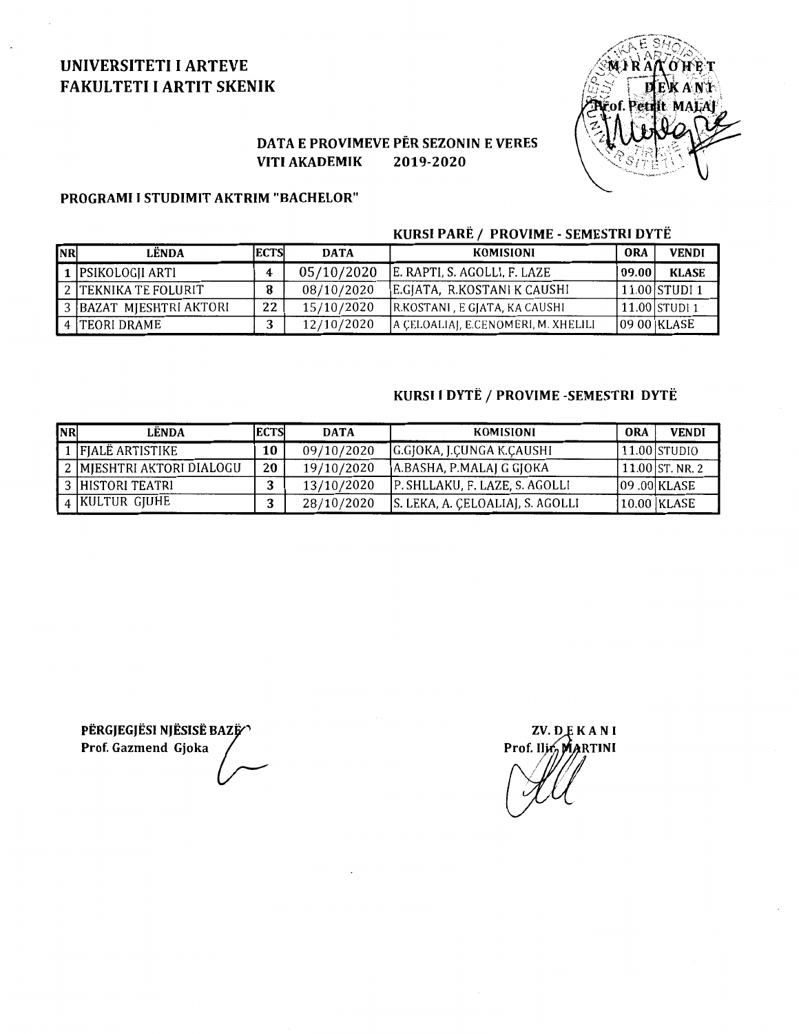**UNIVERSITETI I ARTEVE**
**FAKULTETI I ARTIT SKENIK**

MIRATOHET
DEKANI
Prof. Petrit MALAJ

**DATA E PROVIMEVE PËR SEZONIN E VERES**
**VITI AKADEMIK 2019-2020**

**PROGRAMI I STUDIMIT AKTRIM "BACHELOR"**

**KURSI PARË / PROVIME - SEMESTRI DYTË**

| NR | LËNDA | ECTS | DATA | KOMISIONI | ORA | VENDI |
|---|---|---|---|---|---|---|
| 1 | PSIKOLOGJI ARTI | 4 | 05/10/2020 | E. RAPTI, S. AGOLLI, F. LAZE | 09.00 | KLASE |
| 2 | TEKNIKA TE FOLURIT | 8 | 08/10/2020 | E.GJATA, R.KOSTANI K CAUSHI | 11.00 | STUDI 1 |
| 3 | BAZAT MJESHTRI AKTORI | 22 | 15/10/2020 | R.KOSTANI , E GJATA, KA CAUSHI | 11.00 | STUDI 1 |
| 4 | TEORI DRAME | 3 | 12/10/2020 | A ÇELOALIAJ, E.CENOMERI, M. XHELILI | 09 00 | KLASE |

**KURSI I DYTË / PROVIME -SEMESTRI DYTË**

| NR | LËNDA | ECTS | DATA | KOMISIONI | ORA | VENDI |
|---|---|---|---|---|---|---|
| 1 | FJALË ARTISTIKE | 10 | 09/10/2020 | G.GJOKA, J.ÇUNGA K.ÇAUSHI | 11.00 | STUDIO |
| 2 | MJESHTRI AKTORI DIALOGU | 20 | 19/10/2020 | A.BASHA, P.MALAJ G GJOKA | 11.00 | ST. NR. 2 |
| 3 | HISTORI TEATRI | 3 | 13/10/2020 | P. SHLLAKU, F. LAZE, S. AGOLLI | 09 .00 | KLASE |
| 4 | KULTUR GJUHE | 3 | 28/10/2020 | S. LEKA, A. ÇELOALIAJ, S. AGOLLI | 10.00 | KLASE |

**PËRGJEGJËSI NJËSISË BAZË**
Prof. Gazmend Gjoka

**ZV. DEKANI**
Prof. Ilir MARTINI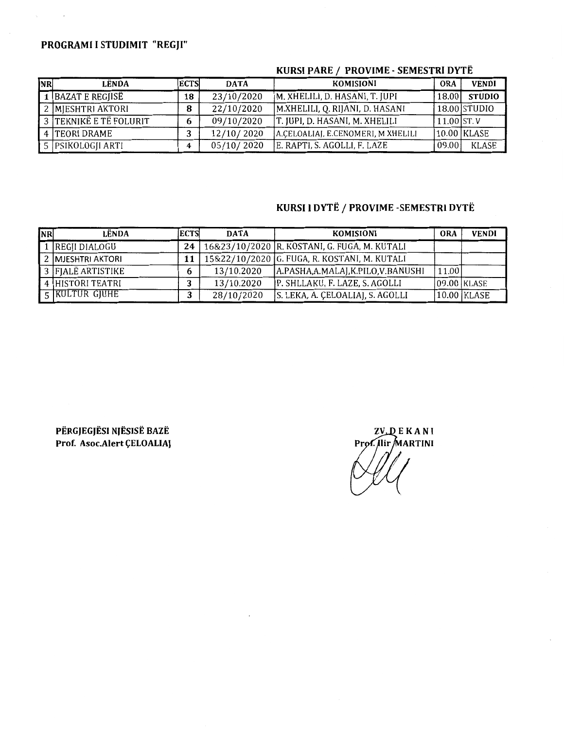## PROGRAMI I STUDIMIT "REGJI"

### KURSI PARE / PROVIME - SEMESTRI DYTË

| NR | LËNDA | ECTS | DATA | KOMISIONI | ORA | VENDI |
|---|---|---|---|---|---|---|
| 1 | BAZAT E REGJISË | 18 | 23/10/2020 | M. XHELILI, D. HASANI, T. JUPI | 18.00 | STUDIO |
| 2 | MJESHTRI AKTORI | 8 | 22/10/2020 | M.XHELILI, Q. RIJANI, D. HASANI | 18.00 | STUDIO |
| 3 | TEKNIKË E TË FOLURIT | 6 | 09/10/2020 | T. JUPI, D. HASANI, M. XHELILI | 11.00 | ST. V |
| 4 | TEORI DRAME | 3 | 12/10/ 2020 | A.ÇELOALIAJ, E.CENOMERI, M XHELILI | 10.00 | KLASE |
| 5 | PSIKOLOGJI ARTI | 4 | 05/10/ 2020 | E. RAPTI, S. AGOLLI, F. LAZE | 09.00 | KLASE |

### KURSI I DYTË / PROVIME -SEMESTRI DYTË

| NR | LËNDA | ECTS | DATA | KOMISIONI | ORA | VENDI |
|---|---|---|---|---|---|---|
| 1 | REGJI DIALOGU | 24 | 16&23/10/2020 | R. KOSTANI, G. FUGA, M. KUTALI | | |
| 2 | MJESHTRI AKTORI | 11 | 15&22/10/2020 | G. FUGA, R. KOSTANI, M. KUTALI | | |
| 3 | FJALË ARTISTIKE | 6 | 13/10.2020 | A.PASHA,A.MALAJ,K.PILO,V.BANUSHI | 11.00 | |
| 4 | HISTORI TEATRI | 3 | 13/10.2020 | P. SHLLAKU, F. LAZE, S. AGOLLI | 09.00 | KLASE |
| 5 | KULTUR GJUHE | 3 | 28/10/2020 | S. LEKA, A. ÇELOALIAJ, S. AGOLLI | 10.00 | KLASE |

**PËRGJEGJËSI NJËSISË BAZË**
**Prof. Asoc.Alert ÇELOALIAJ**

**ZV. DEKANI**
**Prof. Ilir MARTINI**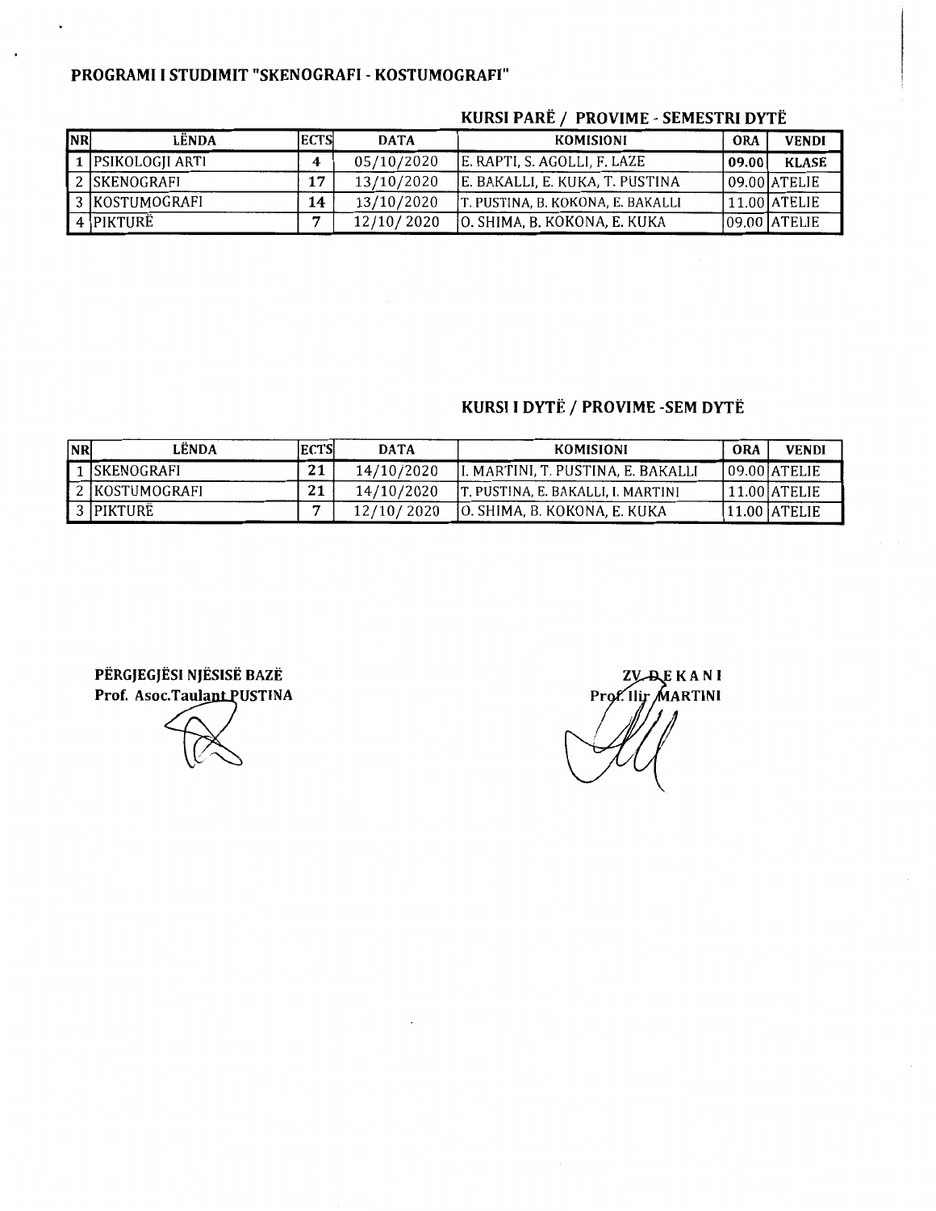## PROGRAMI I STUDIMIT "SKENOGRAFI - KOSTUMOGRAFI"

### KURSI PARË / PROVIME - SEMESTRI DYTË

| NR | LËNDA | ECTS | DATA | KOMISIONI | ORA | VENDI |
|---|---|---|---|---|---|---|
| 1 | PSIKOLOGJI ARTI | 4 | 05/10/2020 | E. RAPTI, S. AGOLLI, F. LAZE | 09.00 | KLASE |
| 2 | SKENOGRAFI | 17 | 13/10/2020 | E. BAKALLI, E. KUKA, T. PUSTINA | 09.00 | ATELIE |
| 3 | KOSTUMOGRAFI | 14 | 13/10/2020 | T. PUSTINA, B. KOKONA, E. BAKALLI | 11.00 | ATELIE |
| 4 | PIKTURË | 7 | 12/10/ 2020 | O. SHIMA, B. KOKONA, E. KUKA | 09.00 | ATELIE |

### KURSI I DYTË / PROVIME -SEM DYTË

| NR | LËNDA | ECTS | DATA | KOMISIONI | ORA | VENDI |
|---|---|---|---|---|---|---|
| 1 | SKENOGRAFI | 21 | 14/10/2020 | I. MARTINI, T. PUSTINA, E. BAKALLI | 09.00 | ATELIE |
| 2 | KOSTUMOGRAFI | 21 | 14/10/2020 | T. PUSTINA, E. BAKALLI, I. MARTINI | 11.00 | ATELIE |
| 3 | PIKTURË | 7 | 12/10/ 2020 | O. SHIMA, B. KOKONA, E. KUKA | 11.00 | ATELIE |

**PËRGJEGJËSI NJËSISË BAZË**
**Prof. Asoc.Taulant PUSTINA**

**ZV.DEKANI**
**Prof. Ilir MARTINI**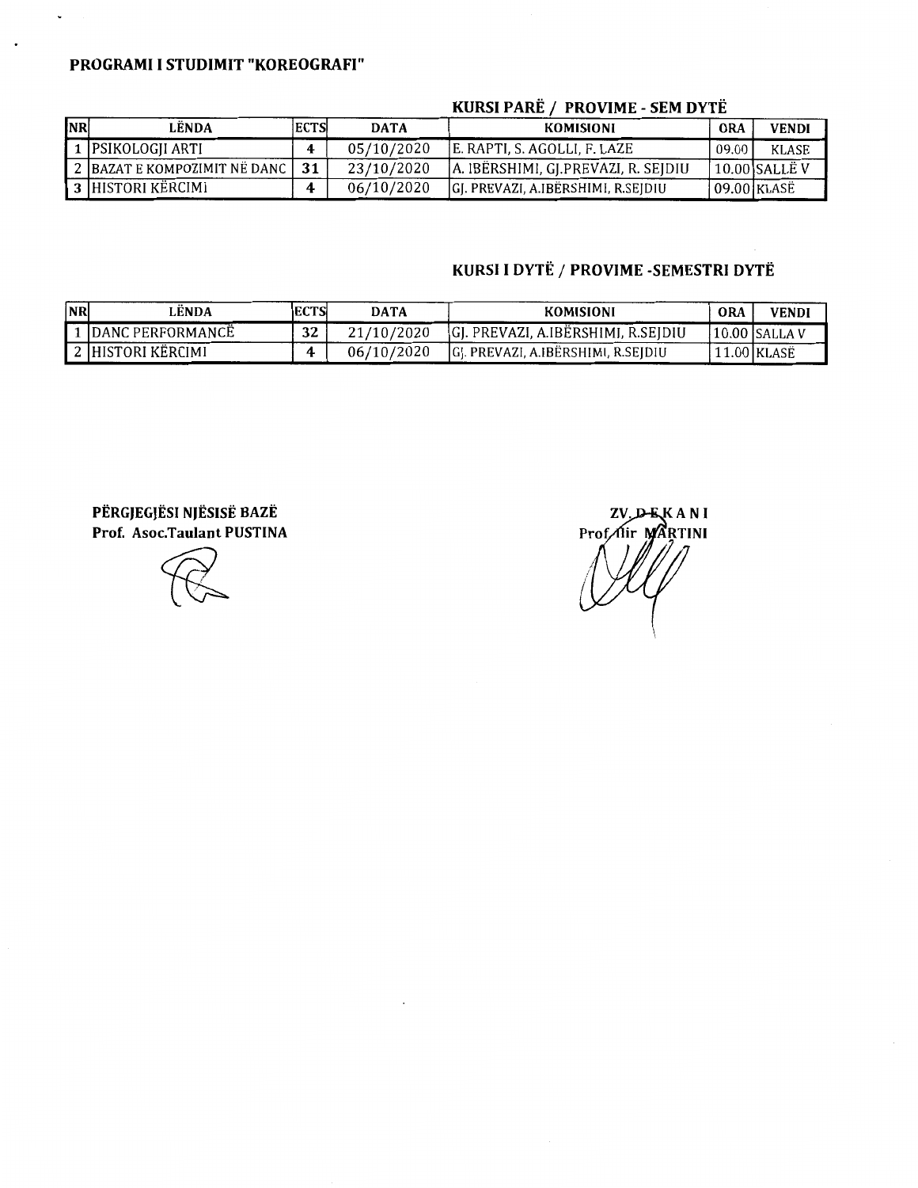**PROGRAMI I STUDIMIT "KOREOGRAFI"**

**KURSI PARË / PROVIME - SEM DYTË**

| NR | LËNDA | ECTS | DATA | KOMISIONI | ORA | VENDI |
|---|---|---|---|---|---|---|
| 1 | PSIKOLOGJI ARTI | 4 | 05/10/2020 | E. RAPTI, S. AGOLLI, F. LAZE | 09.00 | KLASE |
| 2 | BAZAT E KOMPOZIMIT NË DANC | 31 | 23/10/2020 | A. IBËRSHIMI, GJ.PREVAZI, R. SEJDIU | 10.00 | SALLË V |
| 3 | HISTORI KËRCIMI | 4 | 06/10/2020 | GJ. PREVAZI, A.IBËRSHIMI, R.SEJDIU | 09.00 | KLASË |

**KURSI I DYTË / PROVIME -SEMESTRI DYTË**

| NR | LËNDA | ECTS | DATA | KOMISIONI | ORA | VENDI |
|---|---|---|---|---|---|---|
| 1 | DANC PERFORMANCË | 32 | 21/10/2020 | GJ. PREVAZI, A.IBËRSHIMI, R.SEJDIU | 10.00 | SALLA V |
| 2 | HISTORI KËRCIMI | 4 | 06/10/2020 | GJ. PREVAZI, A.IBËRSHIMI, R.SEJDIU | 11.00 | KLASË |

**PËRGJEGJËSI NJËSISË BAZË**
**Prof. Asoc.Taulant PUSTINA**

**ZV. DEKANI**
**Prof. Ilir MARTINI**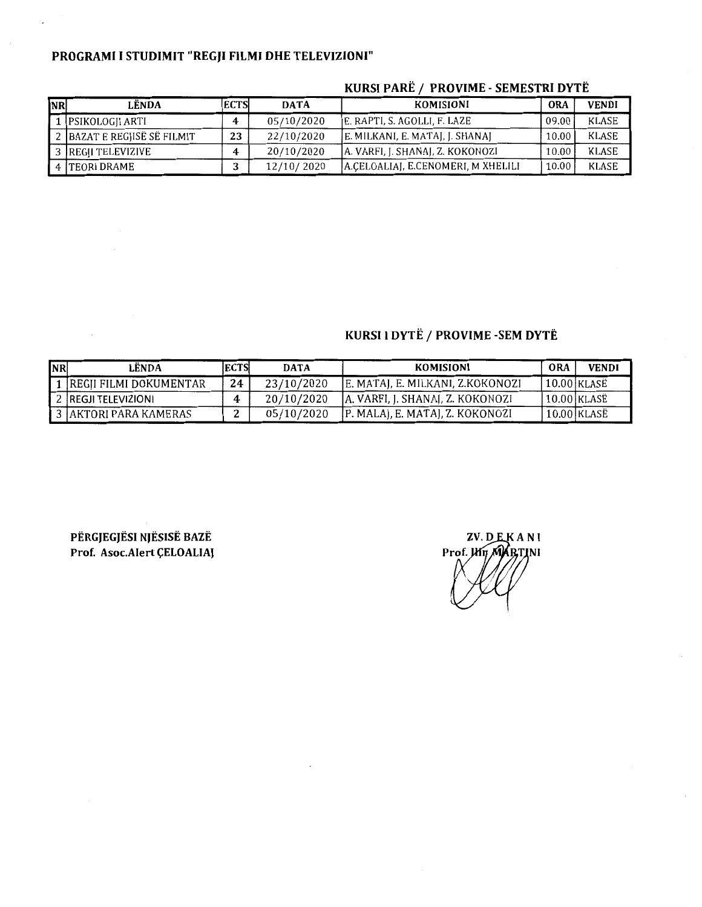## PROGRAMI I STUDIMIT "REGJI FILMI DHE TELEVIZIONI"

### KURSI PARË / PROVIME - SEMESTRI DYTË

| NR | LËNDA | ECTS | DATA | KOMISIONI | ORA | VENDI |
|---|---|---|---|---|---|---|
| 1 | PSIKOLOGJI ARTI | 4 | 05/10/2020 | E. RAPTI, S. AGOLLI, F. LAZE | 09.00 | KLASE |
| 2 | BAZAT E REGJISË SË FILMIT | 23 | 22/10/2020 | E. MILKANI, E. MATAJ, J. SHANAJ | 10.00 | KLASE |
| 3 | REGJI TELEVIZIVE | 4 | 20/10/2020 | A. VARFI, J. SHANAJ, Z. KOKONOZI | 10.00 | KLASE |
| 4 | TEORI DRAME | 3 | 12/10/ 2020 | A.ÇELOALIAJ, E.CENOMERI, M XHELILI | 10.00 | KLASE |

### KURSI I DYTË / PROVIME -SEM DYTË

| NR | LËNDA | ECTS | DATA | KOMISIONI | ORA | VENDI |
|---|---|---|---|---|---|---|
| 1 | REGJI FILMI DOKUMENTAR | 24 | 23/10/2020 | E. MATAJ, E. MILKANI, Z.KOKONOZI | 10.00 | KLASË |
| 2 | REGJI TELEVIZIONI | 4 | 20/10/2020 | A. VARFI, J. SHANAJ, Z. KOKONOZI | 10.00 | KLASË |
| 3 | AKTORI PARA KAMERAS | 2 | 05/10/2020 | P. MALAJ, E. MATAJ, Z. KOKONOZI | 10.00 | KLASË |

**PËRGJEGJËSI NJËSISË BAZË**
**Prof. Asoc.Alert ÇELOALIAJ**

**ZV. DEKANI**
**Prof. Ilir MARTINI**